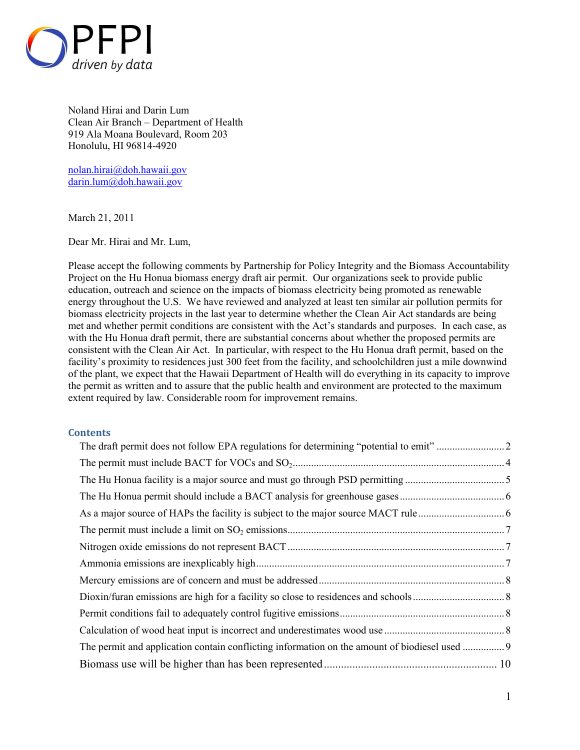PFPI
*driven by data*

Noland Hirai and Darin Lum
Clean Air Branch – Department of Health
919 Ala Moana Boulevard, Room 203
Honolulu, HI 96814-4920

nolan.hirai@doh.hawaii.gov
darin.lum@doh.hawaii.gov

March 21, 2011

Dear Mr. Hirai and Mr. Lum,

Please accept the following comments by Partnership for Policy Integrity and the Biomass Accountability Project on the Hu Honua biomass energy draft air permit. Our organizations seek to provide public education, outreach and science on the impacts of biomass electricity being promoted as renewable energy throughout the U.S. We have reviewed and analyzed at least ten similar air pollution permits for biomass electricity projects in the last year to determine whether the Clean Air Act standards are being met and whether permit conditions are consistent with the Act's standards and purposes. In each case, as with the Hu Honua draft permit, there are substantial concerns about whether the proposed permits are consistent with the Clean Air Act. In particular, with respect to the Hu Honua draft permit, based on the facility's proximity to residences just 300 feet from the facility, and schoolchildren just a mile downwind of the plant, we expect that the Hawaii Department of Health will do everything in its capacity to improve the permit as written and to assure that the public health and environment are protected to the maximum extent required by law. Considerable room for improvement remains.

## Contents

- The draft permit does not follow EPA regulations for determining "potential to emit" .......... 2
- The permit must include BACT for VOCs and $SO_2$ .......... 4
- The Hu Honua facility is a major source and must go through PSD permitting .......... 5
- The Hu Honua permit should include a BACT analysis for greenhouse gases .......... 6
- As a major source of HAPs the facility is subject to the major source MACT rule .......... 6
- The permit must include a limit on $SO_2$ emissions .......... 7
- Nitrogen oxide emissions do not represent BACT .......... 7
- Ammonia emissions are inexplicably high .......... 7
- Mercury emissions are of concern and must be addressed .......... 8
- Dioxin/furan emissions are high for a facility so close to residences and schools .......... 8
- Permit conditions fail to adequately control fugitive emissions .......... 8
- Calculation of wood heat input is incorrect and underestimates wood use .......... 8
- The permit and application contain conflicting information on the amount of biodiesel used .......... 9
- Biomass use will be higher than has been represented .......... 10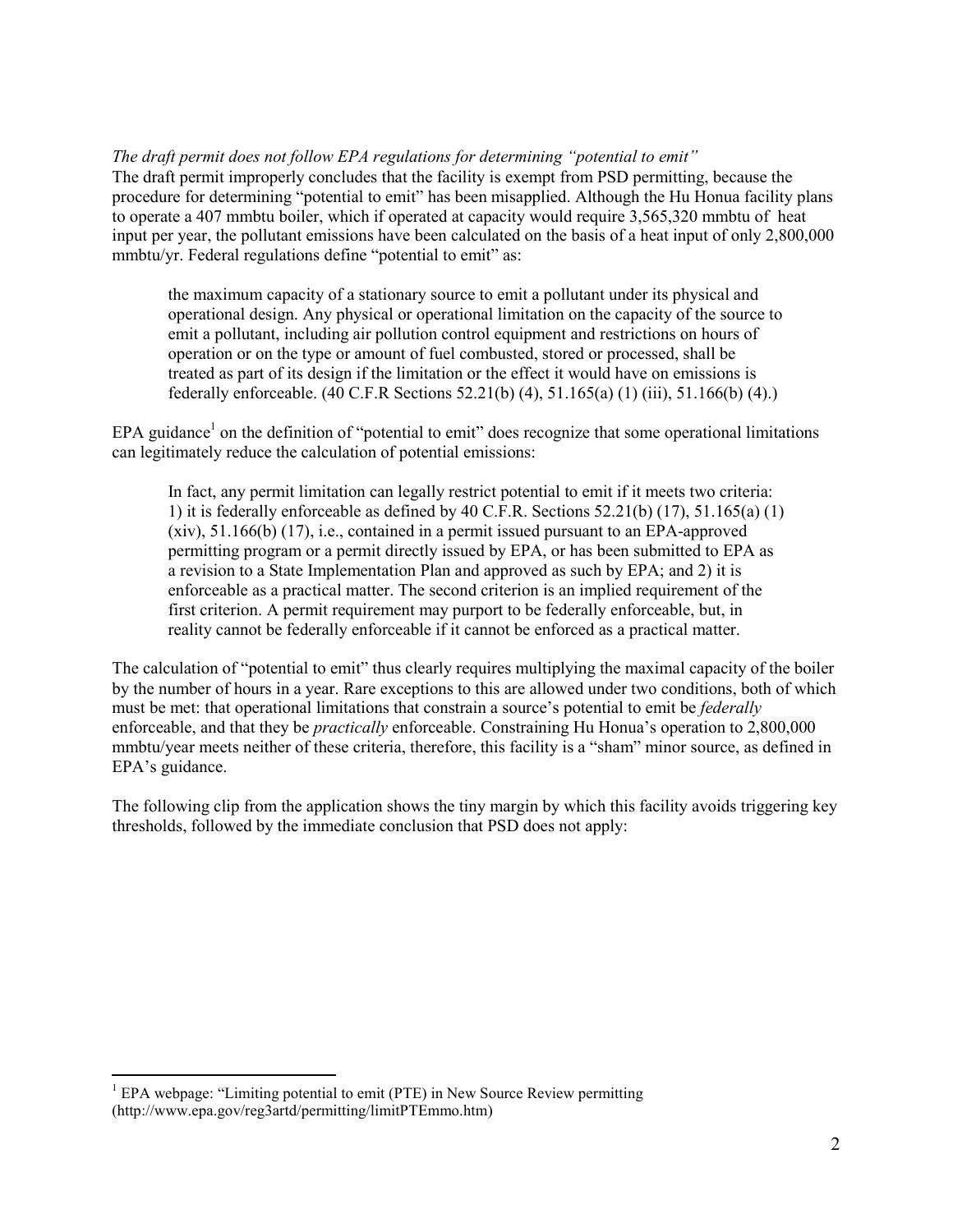*The draft permit does not follow EPA regulations for determining "potential to emit"*

The draft permit improperly concludes that the facility is exempt from PSD permitting, because the procedure for determining "potential to emit" has been misapplied. Although the Hu Honua facility plans to operate a 407 mmbtu boiler, which if operated at capacity would require 3,565,320 mmbtu of heat input per year, the pollutant emissions have been calculated on the basis of a heat input of only 2,800,000 mmbtu/yr. Federal regulations define "potential to emit" as:

> the maximum capacity of a stationary source to emit a pollutant under its physical and operational design. Any physical or operational limitation on the capacity of the source to emit a pollutant, including air pollution control equipment and restrictions on hours of operation or on the type or amount of fuel combusted, stored or processed, shall be treated as part of its design if the limitation or the effect it would have on emissions is federally enforceable. (40 C.F.R Sections 52.21(b) (4), 51.165(a) (1) (iii), 51.166(b) (4).)

EPA guidance[1] on the definition of "potential to emit" does recognize that some operational limitations can legitimately reduce the calculation of potential emissions:

> In fact, any permit limitation can legally restrict potential to emit if it meets two criteria: 1) it is federally enforceable as defined by 40 C.F.R. Sections 52.21(b) (17), 51.165(a) (1) (xiv), 51.166(b) (17), i.e., contained in a permit issued pursuant to an EPA-approved permitting program or a permit directly issued by EPA, or has been submitted to EPA as a revision to a State Implementation Plan and approved as such by EPA; and 2) it is enforceable as a practical matter. The second criterion is an implied requirement of the first criterion. A permit requirement may purport to be federally enforceable, but, in reality cannot be federally enforceable if it cannot be enforced as a practical matter.

The calculation of "potential to emit" thus clearly requires multiplying the maximal capacity of the boiler by the number of hours in a year. Rare exceptions to this are allowed under two conditions, both of which must be met: that operational limitations that constrain a source's potential to emit be *federally* enforceable, and that they be *practically* enforceable. Constraining Hu Honua's operation to 2,800,000 mmbtu/year meets neither of these criteria, therefore, this facility is a "sham" minor source, as defined in EPA's guidance.

The following clip from the application shows the tiny margin by which this facility avoids triggering key thresholds, followed by the immediate conclusion that PSD does not apply:

[1] EPA webpage: "Limiting potential to emit (PTE) in New Source Review permitting (http://www.epa.gov/reg3artd/permitting/limitPTEmmo.htm)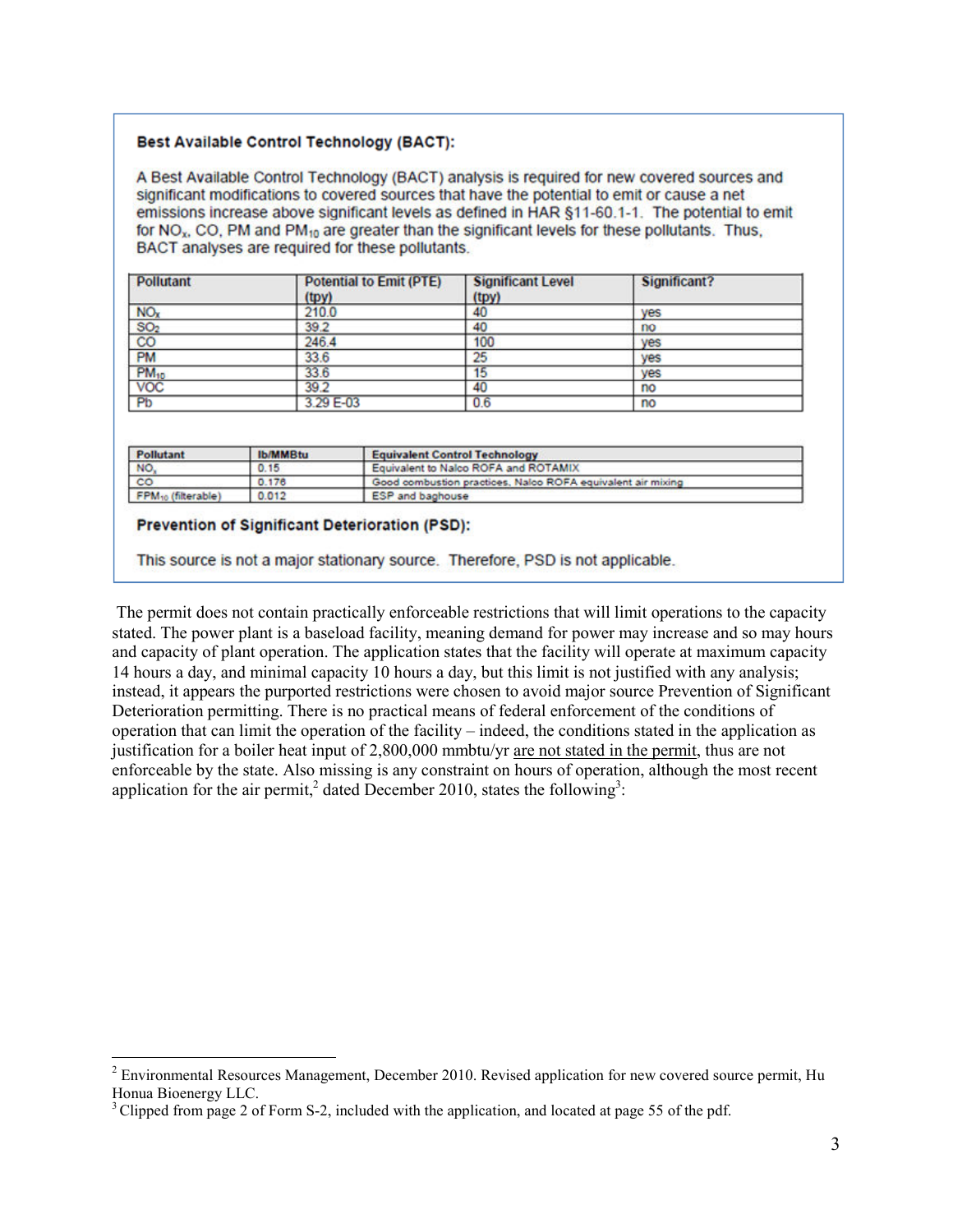### Best Available Control Technology (BACT):

A Best Available Control Technology (BACT) analysis is required for new covered sources and significant modifications to covered sources that have the potential to emit or cause a net emissions increase above significant levels as defined in HAR §11-60.1-1. The potential to emit for $NO_x$, CO, PM and $PM_{10}$ are greater than the significant levels for these pollutants. Thus, BACT analyses are required for these pollutants.

| Pollutant | Potential to Emit (PTE) (tpy) | Significant Level (tpy) | Significant? |
|---|---|---|---|
| $NO_x$ | 210.0 | 40 | yes |
| $SO_2$ | 39.2 | 40 | no |
| CO | 246.4 | 100 | yes |
| PM | 33.6 | 25 | yes |
| $PM_{10}$ | 33.6 | 15 | yes |
| VOC | 39.2 | 40 | no |
| Pb | 3.29 E-03 | 0.6 | no |

| Pollutant | lb/MMBtu | Equivalent Control Technology |
|---|---|---|
| $NO_x$ | 0.15 | Equivalent to Nalco ROFA and ROTAMIX |
| CO | 0.176 | Good combustion practices, Nalco ROFA equivalent air mixing |
| $FPM_{10}$ (filterable) | 0.012 | ESP and baghouse |

### Prevention of Significant Deterioration (PSD):

This source is not a major stationary source. Therefore, PSD is not applicable.

The permit does not contain practically enforceable restrictions that will limit operations to the capacity stated. The power plant is a baseload facility, meaning demand for power may increase and so may hours and capacity of plant operation. The application states that the facility will operate at maximum capacity 14 hours a day, and minimal capacity 10 hours a day, but this limit is not justified with any analysis; instead, it appears the purported restrictions were chosen to avoid major source Prevention of Significant Deterioration permitting. There is no practical means of federal enforcement of the conditions of operation that can limit the operation of the facility – indeed, the conditions stated in the application as justification for a boiler heat input of 2,800,000 mmbtu/yr are not stated in the permit, thus are not enforceable by the state. Also missing is any constraint on hours of operation, although the most recent application for the air permit,[2] dated December 2010, states the following[3]:

[2] Environmental Resources Management, December 2010. Revised application for new covered source permit, Hu Honua Bioenergy LLC.

[3] Clipped from page 2 of Form S-2, included with the application, and located at page 55 of the pdf.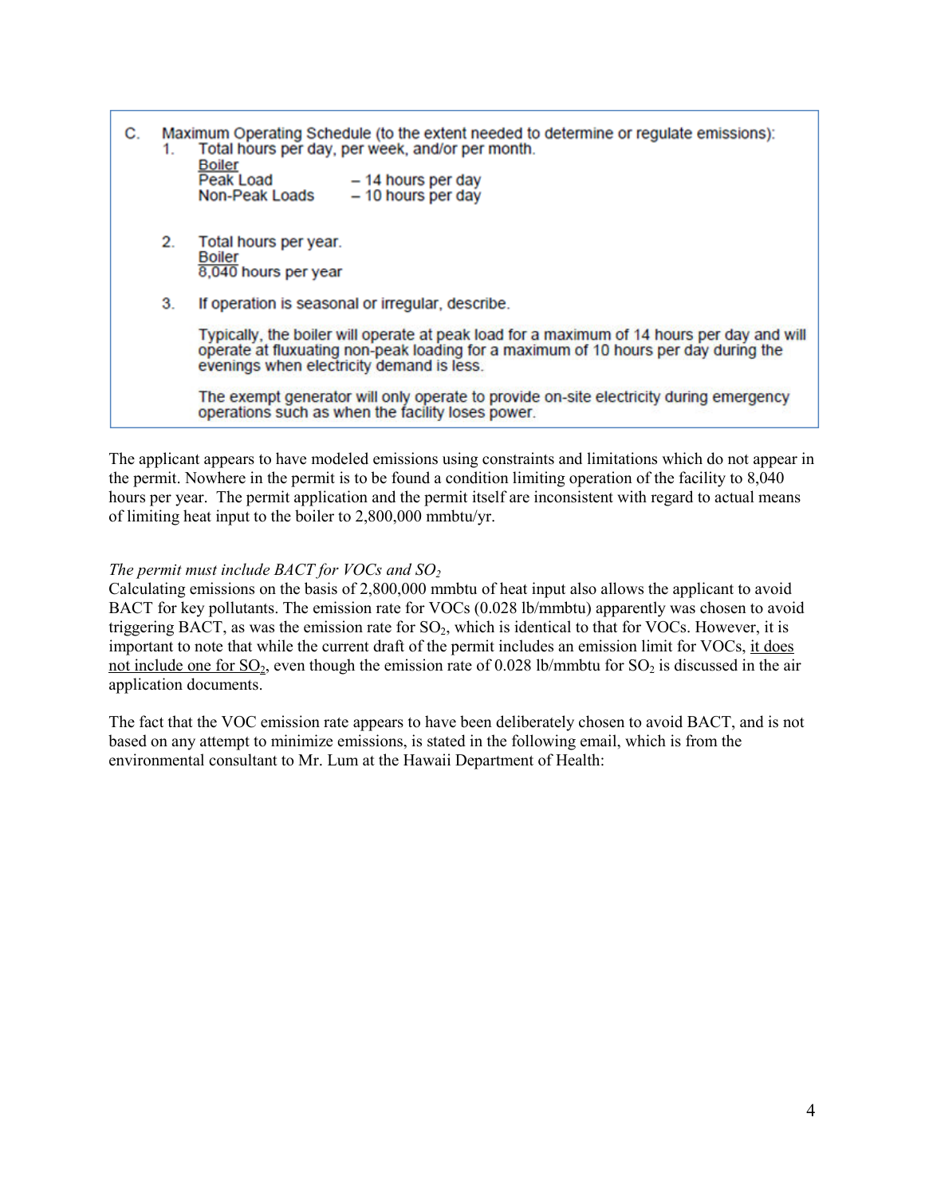C. Maximum Operating Schedule (to the extent needed to determine or regulate emissions):

1. Total hours per day, per week, and/or per month.

   <u>Boiler</u>
   Peak Load – 14 hours per day
   Non-Peak Loads – 10 hours per day

2. Total hours per year.

   <u>Boiler</u>
   8,040 hours per year

3. If operation is seasonal or irregular, describe.

   Typically, the boiler will operate at peak load for a maximum of 14 hours per day and will operate at fluxuating non-peak loading for a maximum of 10 hours per day during the evenings when electricity demand is less.

   The exempt generator will only operate to provide on-site electricity during emergency operations such as when the facility loses power.

The applicant appears to have modeled emissions using constraints and limitations which do not appear in the permit. Nowhere in the permit is to be found a condition limiting operation of the facility to 8,040 hours per year. The permit application and the permit itself are inconsistent with regard to actual means of limiting heat input to the boiler to 2,800,000 mmbtu/yr.

*The permit must include BACT for VOCs and $SO_2$*

Calculating emissions on the basis of 2,800,000 mmbtu of heat input also allows the applicant to avoid BACT for key pollutants. The emission rate for VOCs (0.028 lb/mmbtu) apparently was chosen to avoid triggering BACT, as was the emission rate for $SO_2$, which is identical to that for VOCs. However, it is important to note that while the current draft of the permit includes an emission limit for VOCs, <u>it does not include one for $SO_2$</u>, even though the emission rate of 0.028 lb/mmbtu for $SO_2$ is discussed in the air application documents.

The fact that the VOC emission rate appears to have been deliberately chosen to avoid BACT, and is not based on any attempt to minimize emissions, is stated in the following email, which is from the environmental consultant to Mr. Lum at the Hawaii Department of Health: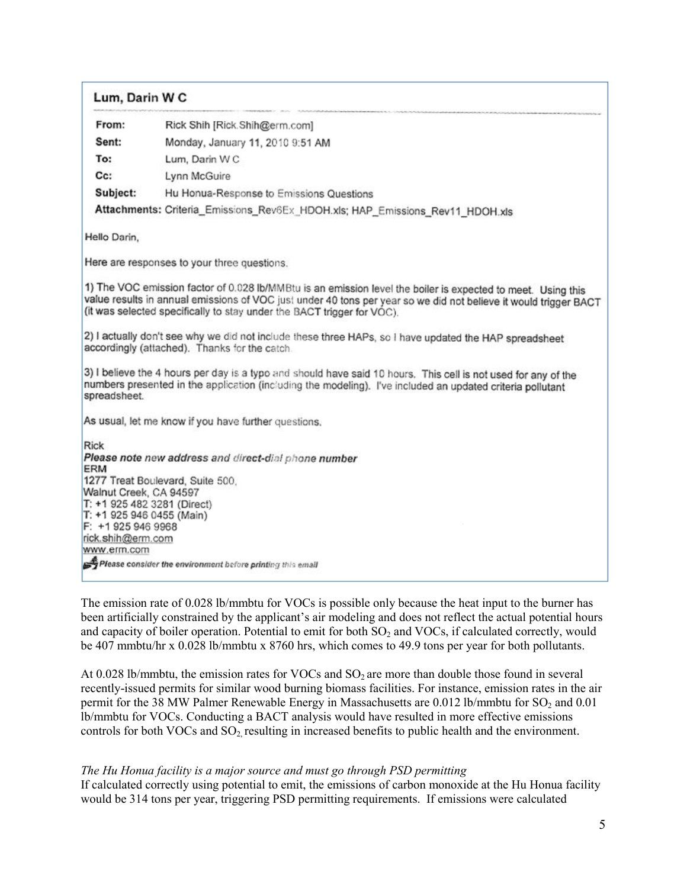**Lum, Darin W C**

| | |
|---|---|
| **From:** | Rick Shih [Rick.Shih@erm.com] |
| **Sent:** | Monday, January 11, 2010 9:51 AM |
| **To:** | Lum, Darin W C |
| **Cc:** | Lynn McGuire |
| **Subject:** | Hu Honua-Response to Emissions Questions |
| **Attachments:** | Criteria_Emissions_Rev6Ex_HDOH.xls; HAP_Emissions_Rev11_HDOH.xls |

Hello Darin,

Here are responses to your three questions.

1) The VOC emission factor of 0.028 lb/MMBtu is an emission level the boiler is expected to meet. Using this value results in annual emissions of VOC just under 40 tons per year so we did not believe it would trigger BACT (it was selected specifically to stay under the BACT trigger for VOC).

2) I actually don't see why we did not include these three HAPs, so I have updated the HAP spreadsheet accordingly (attached). Thanks for the catch.

3) I believe the 4 hours per day is a typo and should have said 10 hours. This cell is not used for any of the numbers presented in the application (including the modeling). I've included an updated criteria pollutant spreadsheet.

As usual, let me know if you have further questions.

Rick
***Please note new address and direct-dial phone number***
**ERM**
1277 Treat Boulevard, Suite 500,
Walnut Creek, CA 94597
T: +1 925 482 3281 (Direct)
T: +1 925 946 0455 (Main)
F: +1 925 946 9968
rick.shih@erm.com
www.erm.com
***Please consider the environment before printing this email***

The emission rate of 0.028 lb/mmbtu for VOCs is possible only because the heat input to the burner has been artificially constrained by the applicant's air modeling and does not reflect the actual potential hours and capacity of boiler operation. Potential to emit for both $SO_2$ and VOCs, if calculated correctly, would be 407 mmbtu/hr x 0.028 lb/mmbtu x 8760 hrs, which comes to 49.9 tons per year for both pollutants.

At 0.028 lb/mmbtu, the emission rates for VOCs and $SO_2$ are more than double those found in several recently-issued permits for similar wood burning biomass facilities. For instance, emission rates in the air permit for the 38 MW Palmer Renewable Energy in Massachusetts are 0.012 lb/mmbtu for $SO_2$ and 0.01 lb/mmbtu for VOCs. Conducting a BACT analysis would have resulted in more effective emissions controls for both VOCs and $SO_2$, resulting in increased benefits to public health and the environment.

*The Hu Honua facility is a major source and must go through PSD permitting*

If calculated correctly using potential to emit, the emissions of carbon monoxide at the Hu Honua facility would be 314 tons per year, triggering PSD permitting requirements. If emissions were calculated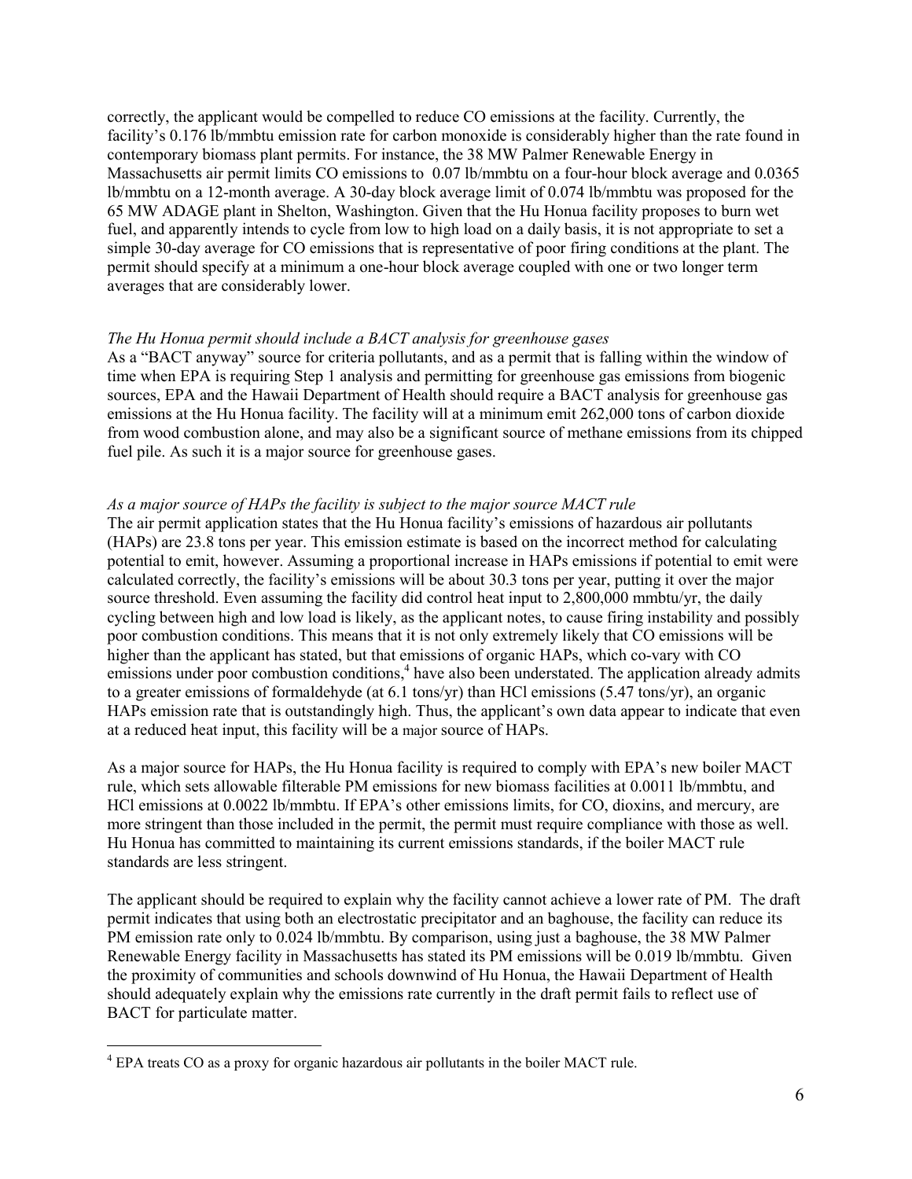correctly, the applicant would be compelled to reduce CO emissions at the facility. Currently, the facility's 0.176 lb/mmbtu emission rate for carbon monoxide is considerably higher than the rate found in contemporary biomass plant permits. For instance, the 38 MW Palmer Renewable Energy in Massachusetts air permit limits CO emissions to 0.07 lb/mmbtu on a four-hour block average and 0.0365 lb/mmbtu on a 12-month average. A 30-day block average limit of 0.074 lb/mmbtu was proposed for the 65 MW ADAGE plant in Shelton, Washington. Given that the Hu Honua facility proposes to burn wet fuel, and apparently intends to cycle from low to high load on a daily basis, it is not appropriate to set a simple 30-day average for CO emissions that is representative of poor firing conditions at the plant. The permit should specify at a minimum a one-hour block average coupled with one or two longer term averages that are considerably lower.

*The Hu Honua permit should include a BACT analysis for greenhouse gases*

As a "BACT anyway" source for criteria pollutants, and as a permit that is falling within the window of time when EPA is requiring Step 1 analysis and permitting for greenhouse gas emissions from biogenic sources, EPA and the Hawaii Department of Health should require a BACT analysis for greenhouse gas emissions at the Hu Honua facility. The facility will at a minimum emit 262,000 tons of carbon dioxide from wood combustion alone, and may also be a significant source of methane emissions from its chipped fuel pile. As such it is a major source for greenhouse gases.

*As a major source of HAPs the facility is subject to the major source MACT rule*

The air permit application states that the Hu Honua facility's emissions of hazardous air pollutants (HAPs) are 23.8 tons per year. This emission estimate is based on the incorrect method for calculating potential to emit, however. Assuming a proportional increase in HAPs emissions if potential to emit were calculated correctly, the facility's emissions will be about 30.3 tons per year, putting it over the major source threshold. Even assuming the facility did control heat input to 2,800,000 mmbtu/yr, the daily cycling between high and low load is likely, as the applicant notes, to cause firing instability and possibly poor combustion conditions. This means that it is not only extremely likely that CO emissions will be higher than the applicant has stated, but that emissions of organic HAPs, which co-vary with CO emissions under poor combustion conditions,[4] have also been understated. The application already admits to a greater emissions of formaldehyde (at 6.1 tons/yr) than HCl emissions (5.47 tons/yr), an organic HAPs emission rate that is outstandingly high. Thus, the applicant's own data appear to indicate that even at a reduced heat input, this facility will be a major source of HAPs.

As a major source for HAPs, the Hu Honua facility is required to comply with EPA's new boiler MACT rule, which sets allowable filterable PM emissions for new biomass facilities at 0.0011 lb/mmbtu, and HCl emissions at 0.0022 lb/mmbtu. If EPA's other emissions limits, for CO, dioxins, and mercury, are more stringent than those included in the permit, the permit must require compliance with those as well. Hu Honua has committed to maintaining its current emissions standards, if the boiler MACT rule standards are less stringent.

The applicant should be required to explain why the facility cannot achieve a lower rate of PM. The draft permit indicates that using both an electrostatic precipitator and an baghouse, the facility can reduce its PM emission rate only to 0.024 lb/mmbtu. By comparison, using just a baghouse, the 38 MW Palmer Renewable Energy facility in Massachusetts has stated its PM emissions will be 0.019 lb/mmbtu. Given the proximity of communities and schools downwind of Hu Honua, the Hawaii Department of Health should adequately explain why the emissions rate currently in the draft permit fails to reflect use of BACT for particulate matter.

[4] EPA treats CO as a proxy for organic hazardous air pollutants in the boiler MACT rule.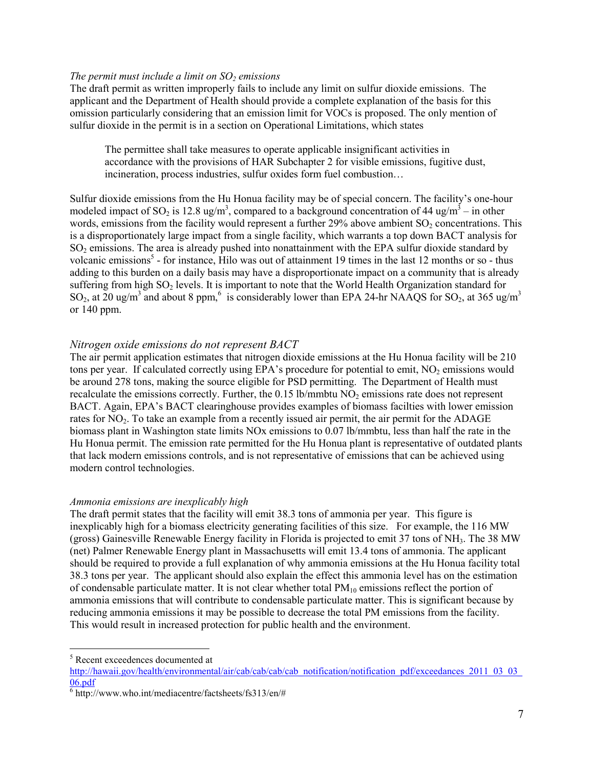*The permit must include a limit on $SO_2$ emissions*

The draft permit as written improperly fails to include any limit on sulfur dioxide emissions. The applicant and the Department of Health should provide a complete explanation of the basis for this omission particularly considering that an emission limit for VOCs is proposed. The only mention of sulfur dioxide in the permit is in a section on Operational Limitations, which states

> The permittee shall take measures to operate applicable insignificant activities in accordance with the provisions of HAR Subchapter 2 for visible emissions, fugitive dust, incineration, process industries, sulfur oxides form fuel combustion…

Sulfur dioxide emissions from the Hu Honua facility may be of special concern. The facility's one-hour modeled impact of $SO_2$ is 12.8 ug/m$^3$, compared to a background concentration of 44 ug/m$^3$ – in other words, emissions from the facility would represent a further 29% above ambient $SO_2$ concentrations. This is a disproportionately large impact from a single facility, which warrants a top down BACT analysis for $SO_2$ emissions. The area is already pushed into nonattainment with the EPA sulfur dioxide standard by volcanic emissions[5] - for instance, Hilo was out of attainment 19 times in the last 12 months or so - thus adding to this burden on a daily basis may have a disproportionate impact on a community that is already suffering from high $SO_2$ levels. It is important to note that the World Health Organization standard for $SO_2$, at 20 ug/m$^3$ and about 8 ppm,[6] is considerably lower than EPA 24-hr NAAQS for $SO_2$, at 365 ug/m$^3$ or 140 ppm.

*Nitrogen oxide emissions do not represent BACT*

The air permit application estimates that nitrogen dioxide emissions at the Hu Honua facility will be 210 tons per year. If calculated correctly using EPA's procedure for potential to emit, $NO_2$ emissions would be around 278 tons, making the source eligible for PSD permitting. The Department of Health must recalculate the emissions correctly. Further, the 0.15 lb/mmbtu $NO_2$ emissions rate does not represent BACT. Again, EPA's BACT clearinghouse provides examples of biomass facilties with lower emission rates for $NO_2$. To take an example from a recently issued air permit, the air permit for the ADAGE biomass plant in Washington state limits NOx emissions to 0.07 lb/mmbtu, less than half the rate in the Hu Honua permit. The emission rate permitted for the Hu Honua plant is representative of outdated plants that lack modern emissions controls, and is not representative of emissions that can be achieved using modern control technologies.

*Ammonia emissions are inexplicably high*

The draft permit states that the facility will emit 38.3 tons of ammonia per year. This figure is inexplicably high for a biomass electricity generating facilities of this size. For example, the 116 MW (gross) Gainesville Renewable Energy facility in Florida is projected to emit 37 tons of $NH_3$. The 38 MW (net) Palmer Renewable Energy plant in Massachusetts will emit 13.4 tons of ammonia. The applicant should be required to provide a full explanation of why ammonia emissions at the Hu Honua facility total 38.3 tons per year. The applicant should also explain the effect this ammonia level has on the estimation of condensable particulate matter. It is not clear whether total $PM_{10}$ emissions reflect the portion of ammonia emissions that will contribute to condensable particulate matter. This is significant because by reducing ammonia emissions it may be possible to decrease the total PM emissions from the facility. This would result in increased protection for public health and the environment.

---

[5] Recent exceedences documented at http://hawaii.gov/health/environmental/air/cab/cab/cab/cab_notification/notification_pdf/exceedances_2011_03_03_06.pdf

[6] http://www.who.int/mediacentre/factsheets/fs313/en/#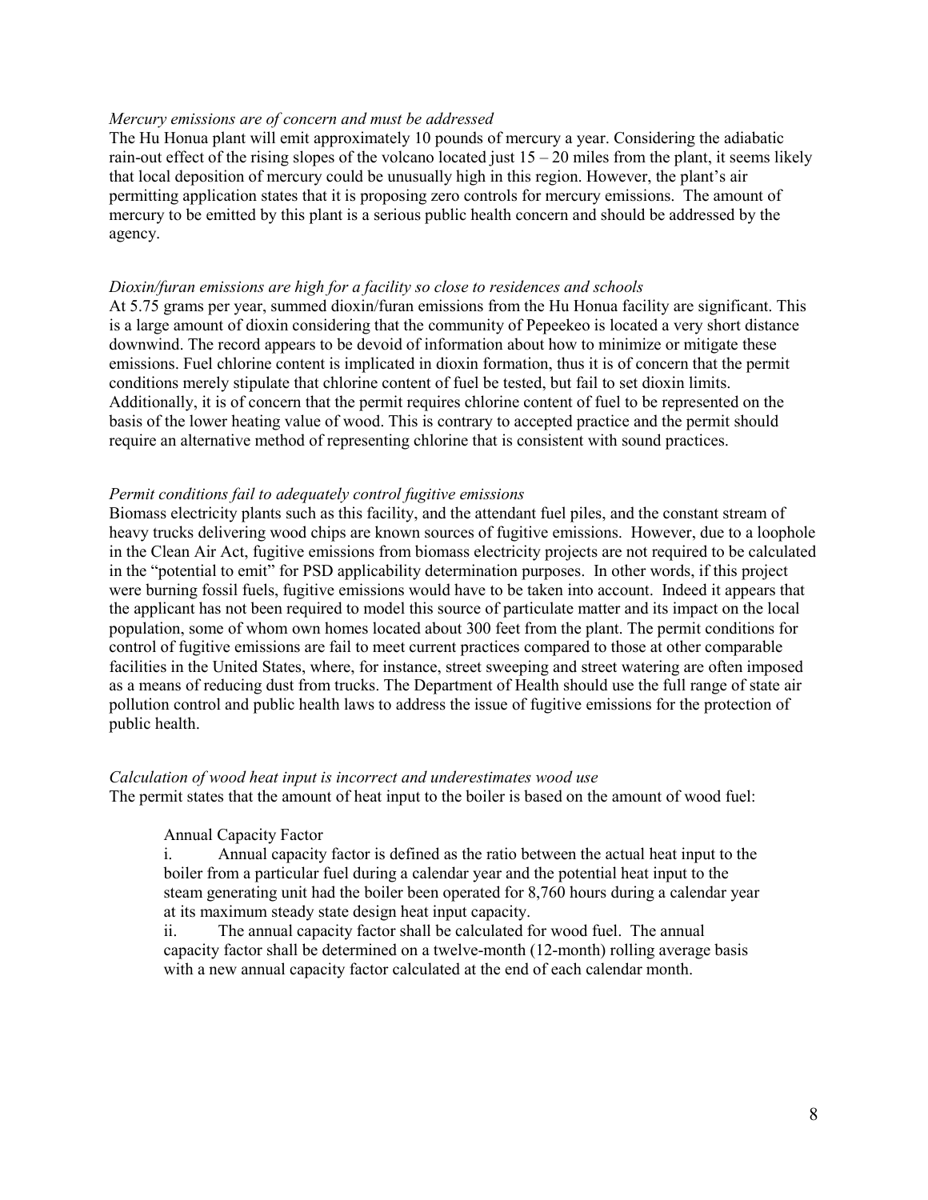*Mercury emissions are of concern and must be addressed*

The Hu Honua plant will emit approximately 10 pounds of mercury a year. Considering the adiabatic rain-out effect of the rising slopes of the volcano located just 15 – 20 miles from the plant, it seems likely that local deposition of mercury could be unusually high in this region. However, the plant's air permitting application states that it is proposing zero controls for mercury emissions. The amount of mercury to be emitted by this plant is a serious public health concern and should be addressed by the agency.

*Dioxin/furan emissions are high for a facility so close to residences and schools*

At 5.75 grams per year, summed dioxin/furan emissions from the Hu Honua facility are significant. This is a large amount of dioxin considering that the community of Pepeekeo is located a very short distance downwind. The record appears to be devoid of information about how to minimize or mitigate these emissions. Fuel chlorine content is implicated in dioxin formation, thus it is of concern that the permit conditions merely stipulate that chlorine content of fuel be tested, but fail to set dioxin limits. Additionally, it is of concern that the permit requires chlorine content of fuel to be represented on the basis of the lower heating value of wood. This is contrary to accepted practice and the permit should require an alternative method of representing chlorine that is consistent with sound practices.

*Permit conditions fail to adequately control fugitive emissions*

Biomass electricity plants such as this facility, and the attendant fuel piles, and the constant stream of heavy trucks delivering wood chips are known sources of fugitive emissions. However, due to a loophole in the Clean Air Act, fugitive emissions from biomass electricity projects are not required to be calculated in the "potential to emit" for PSD applicability determination purposes. In other words, if this project were burning fossil fuels, fugitive emissions would have to be taken into account. Indeed it appears that the applicant has not been required to model this source of particulate matter and its impact on the local population, some of whom own homes located about 300 feet from the plant. The permit conditions for control of fugitive emissions are fail to meet current practices compared to those at other comparable facilities in the United States, where, for instance, street sweeping and street watering are often imposed as a means of reducing dust from trucks. The Department of Health should use the full range of state air pollution control and public health laws to address the issue of fugitive emissions for the protection of public health.

*Calculation of wood heat input is incorrect and underestimates wood use*

The permit states that the amount of heat input to the boiler is based on the amount of wood fuel:

> Annual Capacity Factor
>
> i. Annual capacity factor is defined as the ratio between the actual heat input to the boiler from a particular fuel during a calendar year and the potential heat input to the steam generating unit had the boiler been operated for 8,760 hours during a calendar year at its maximum steady state design heat input capacity.
>
> ii. The annual capacity factor shall be calculated for wood fuel. The annual capacity factor shall be determined on a twelve-month (12-month) rolling average basis with a new annual capacity factor calculated at the end of each calendar month.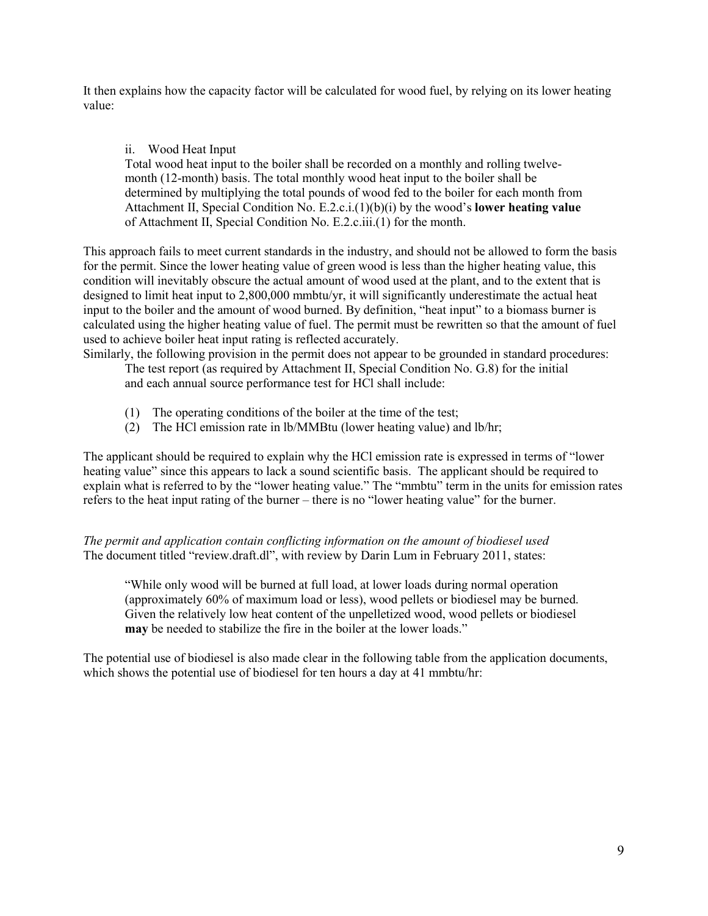It then explains how the capacity factor will be calculated for wood fuel, by relying on its lower heating value:

> ii. Wood Heat Input
>
> Total wood heat input to the boiler shall be recorded on a monthly and rolling twelve-month (12-month) basis. The total monthly wood heat input to the boiler shall be determined by multiplying the total pounds of wood fed to the boiler for each month from Attachment II, Special Condition No. E.2.c.i.(1)(b)(i) by the wood's **lower heating value** of Attachment II, Special Condition No. E.2.c.iii.(1) for the month.

This approach fails to meet current standards in the industry, and should not be allowed to form the basis for the permit. Since the lower heating value of green wood is less than the higher heating value, this condition will inevitably obscure the actual amount of wood used at the plant, and to the extent that is designed to limit heat input to 2,800,000 mmbtu/yr, it will significantly underestimate the actual heat input to the boiler and the amount of wood burned. By definition, "heat input" to a biomass burner is calculated using the higher heating value of fuel. The permit must be rewritten so that the amount of fuel used to achieve boiler heat input rating is reflected accurately.

Similarly, the following provision in the permit does not appear to be grounded in standard procedures:

> The test report (as required by Attachment II, Special Condition No. G.8) for the initial and each annual source performance test for HCl shall include:
>
> (1) The operating conditions of the boiler at the time of the test;
>
> (2) The HCl emission rate in lb/MMBtu (lower heating value) and lb/hr;

The applicant should be required to explain why the HCl emission rate is expressed in terms of "lower heating value" since this appears to lack a sound scientific basis. The applicant should be required to explain what is referred to by the "lower heating value." The "mmbtu" term in the units for emission rates refers to the heat input rating of the burner – there is no "lower heating value" for the burner.

*The permit and application contain conflicting information on the amount of biodiesel used*

The document titled "review.draft.dl", with review by Darin Lum in February 2011, states:

> "While only wood will be burned at full load, at lower loads during normal operation (approximately 60% of maximum load or less), wood pellets or biodiesel may be burned. Given the relatively low heat content of the unpelletized wood, wood pellets or biodiesel **may** be needed to stabilize the fire in the boiler at the lower loads."

The potential use of biodiesel is also made clear in the following table from the application documents, which shows the potential use of biodiesel for ten hours a day at 41 mmbtu/hr: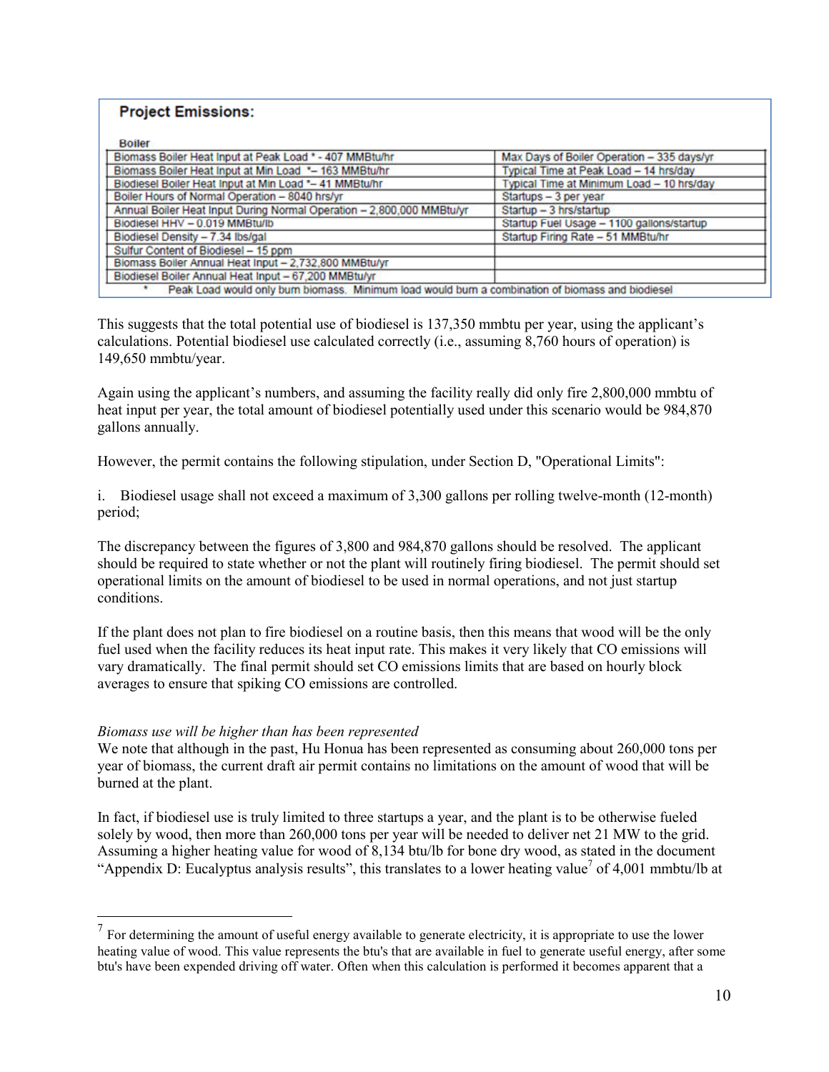**Project Emissions:**

**Boiler**

| | |
|---|---|
| Biomass Boiler Heat Input at Peak Load * - 407 MMBtu/hr | Max Days of Boiler Operation – 335 days/yr |
| Biomass Boiler Heat Input at Min Load *– 163 MMBtu/hr | Typical Time at Peak Load – 14 hrs/day |
| Biodiesel Boiler Heat Input at Min Load *– 41 MMBtu/hr | Typical Time at Minimum Load – 10 hrs/day |
| Boiler Hours of Normal Operation – 8040 hrs/yr | Startups – 3 per year |
| Annual Boiler Heat Input During Normal Operation – 2,800,000 MMBtu/yr | Startup – 3 hrs/startup |
| Biodiesel HHV – 0.019 MMBtu/lb | Startup Fuel Usage – 1100 gallons/startup |
| Biodiesel Density – 7.34 lbs/gal | Startup Firing Rate – 51 MMBtu/hr |
| Sulfur Content of Biodiesel – 15 ppm | |
| Biomass Boiler Annual Heat Input – 2,732,800 MMBtu/yr | |
| Biodiesel Boiler Annual Heat Input – 67,200 MMBtu/yr | |

\* Peak Load would only burn biomass. Minimum load would burn a combination of biomass and biodiesel

This suggests that the total potential use of biodiesel is 137,350 mmbtu per year, using the applicant's calculations. Potential biodiesel use calculated correctly (i.e., assuming 8,760 hours of operation) is 149,650 mmbtu/year.

Again using the applicant's numbers, and assuming the facility really did only fire 2,800,000 mmbtu of heat input per year, the total amount of biodiesel potentially used under this scenario would be 984,870 gallons annually.

However, the permit contains the following stipulation, under Section D, "Operational Limits":

i. Biodiesel usage shall not exceed a maximum of 3,300 gallons per rolling twelve-month (12-month) period;

The discrepancy between the figures of 3,800 and 984,870 gallons should be resolved. The applicant should be required to state whether or not the plant will routinely firing biodiesel. The permit should set operational limits on the amount of biodiesel to be used in normal operations, and not just startup conditions.

If the plant does not plan to fire biodiesel on a routine basis, then this means that wood will be the only fuel used when the facility reduces its heat input rate. This makes it very likely that CO emissions will vary dramatically. The final permit should set CO emissions limits that are based on hourly block averages to ensure that spiking CO emissions are controlled.

*Biomass use will be higher than has been represented*

We note that although in the past, Hu Honua has been represented as consuming about 260,000 tons per year of biomass, the current draft air permit contains no limitations on the amount of wood that will be burned at the plant.

In fact, if biodiesel use is truly limited to three startups a year, and the plant is to be otherwise fueled solely by wood, then more than 260,000 tons per year will be needed to deliver net 21 MW to the grid. Assuming a higher heating value for wood of 8,134 btu/lb for bone dry wood, as stated in the document "Appendix D: Eucalyptus analysis results", this translates to a lower heating value[7] of 4,001 mmbtu/lb at

[7] For determining the amount of useful energy available to generate electricity, it is appropriate to use the lower heating value of wood. This value represents the btu's that are available in fuel to generate useful energy, after some btu's have been expended driving off water. Often when this calculation is performed it becomes apparent that a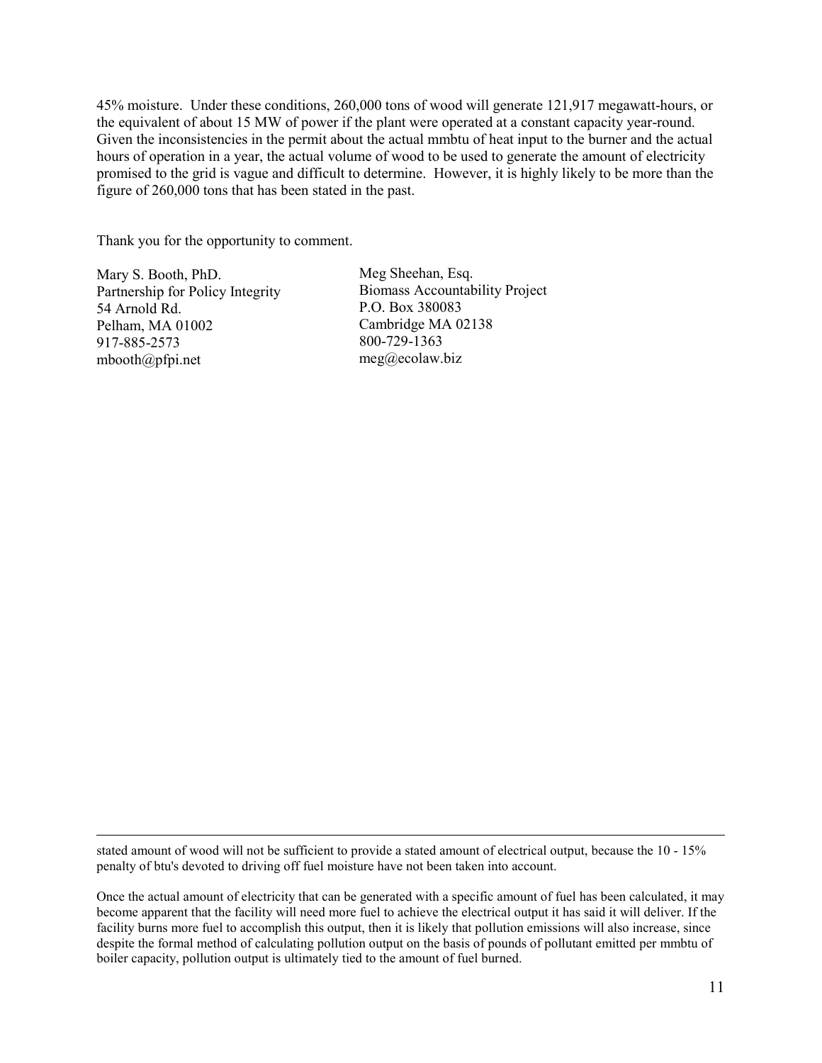45% moisture. Under these conditions, 260,000 tons of wood will generate 121,917 megawatt-hours, or the equivalent of about 15 MW of power if the plant were operated at a constant capacity year-round. Given the inconsistencies in the permit about the actual mmbtu of heat input to the burner and the actual hours of operation in a year, the actual volume of wood to be used to generate the amount of electricity promised to the grid is vague and difficult to determine. However, it is highly likely to be more than the figure of 260,000 tons that has been stated in the past.

Thank you for the opportunity to comment.

Mary S. Booth, PhD.
Partnership for Policy Integrity
54 Arnold Rd.
Pelham, MA 01002
917-885-2573
mbooth@pfpi.net

Meg Sheehan, Esq.
Biomass Accountability Project
P.O. Box 380083
Cambridge MA 02138
800-729-1363
meg@ecolaw.biz

---

stated amount of wood will not be sufficient to provide a stated amount of electrical output, because the 10 - 15% penalty of btu's devoted to driving off fuel moisture have not been taken into account.

Once the actual amount of electricity that can be generated with a specific amount of fuel has been calculated, it may become apparent that the facility will need more fuel to achieve the electrical output it has said it will deliver. If the facility burns more fuel to accomplish this output, then it is likely that pollution emissions will also increase, since despite the formal method of calculating pollution output on the basis of pounds of pollutant emitted per mmbtu of boiler capacity, pollution output is ultimately tied to the amount of fuel burned.